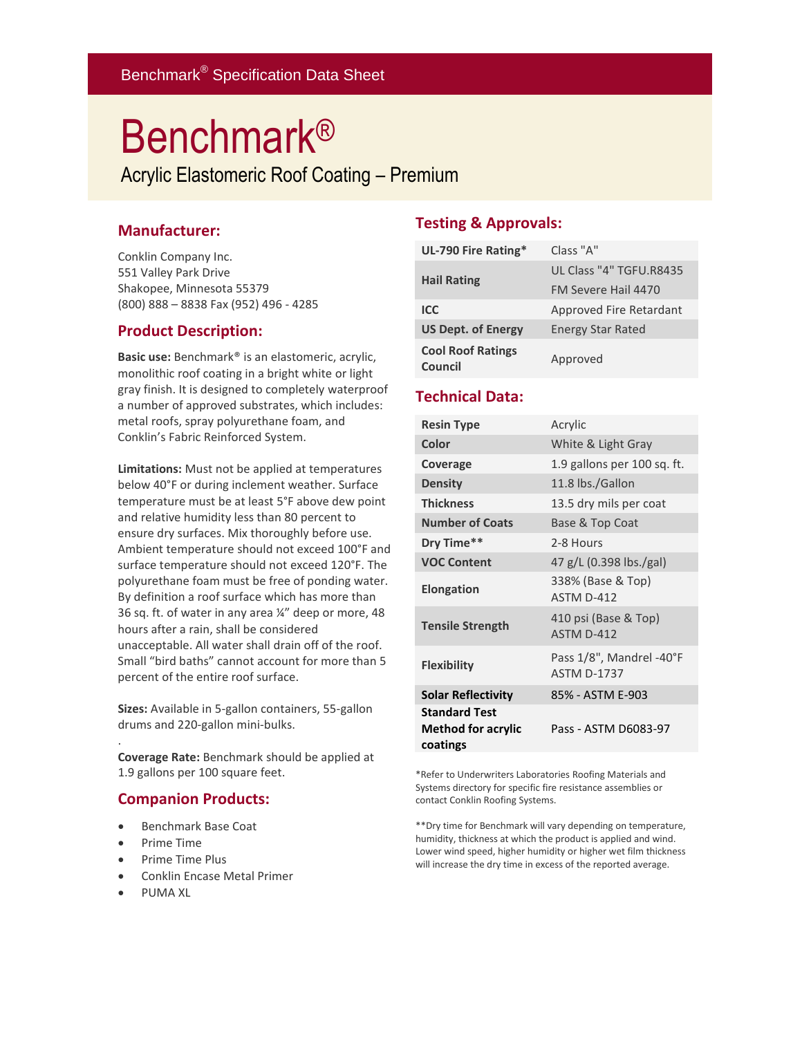Benchmark® Specification Data Sheet

# Benchmark®

## Acrylic Elastomeric Roof Coating – Premium

### Manufacturer:

Conklin Company Inc.
551 Valley Park Drive
Shakopee, Minnesota 55379
(800) 888 – 8838 Fax (952) 496 - 4285

### Product Description:

**Basic use:** Benchmark® is an elastomeric, acrylic, monolithic roof coating in a bright white or light gray finish. It is designed to completely waterproof a number of approved substrates, which includes: metal roofs, spray polyurethane foam, and Conklin's Fabric Reinforced System.

**Limitations:** Must not be applied at temperatures below 40°F or during inclement weather. Surface temperature must be at least 5°F above dew point and relative humidity less than 80 percent to ensure dry surfaces. Mix thoroughly before use. Ambient temperature should not exceed 100°F and surface temperature should not exceed 120°F. The polyurethane foam must be free of ponding water. By definition a roof surface which has more than 36 sq. ft. of water in any area ¼" deep or more, 48 hours after a rain, shall be considered unacceptable. All water shall drain off of the roof. Small "bird baths" cannot account for more than 5 percent of the entire roof surface.

**Sizes:** Available in 5-gallon containers, 55-gallon drums and 220-gallon mini-bulks.

.

**Coverage Rate:** Benchmark should be applied at 1.9 gallons per 100 square feet.

### Companion Products:

- Benchmark Base Coat
- Prime Time
- Prime Time Plus
- Conklin Encase Metal Primer
- PUMA XL

### Testing & Approvals:

| | |
|---|---|
| **UL-790 Fire Rating*** | Class "A" |
| **Hail Rating** | UL Class "4" TGFU.R8435<br>FM Severe Hail 4470 |
| **ICC** | Approved Fire Retardant |
| **US Dept. of Energy** | Energy Star Rated |
| **Cool Roof Ratings Council** | Approved |

### Technical Data:

| | |
|---|---|
| **Resin Type** | Acrylic |
| **Color** | White & Light Gray |
| **Coverage** | 1.9 gallons per 100 sq. ft. |
| **Density** | 11.8 lbs./Gallon |
| **Thickness** | 13.5 dry mils per coat |
| **Number of Coats** | Base & Top Coat |
| **Dry Time**** | 2-8 Hours |
| **VOC Content** | 47 g/L (0.398 lbs./gal) |
| **Elongation** | 338% (Base & Top)<br>ASTM D-412 |
| **Tensile Strength** | 410 psi (Base & Top)<br>ASTM D-412 |
| **Flexibility** | Pass 1/8", Mandrel -40°F<br>ASTM D-1737 |
| **Solar Reflectivity** | 85% - ASTM E-903 |
| **Standard Test Method for acrylic coatings** | Pass - ASTM D6083-97 |

*Refer to Underwriters Laboratories Roofing Materials and Systems directory for specific fire resistance assemblies or contact Conklin Roofing Systems.

**Dry time for Benchmark will vary depending on temperature, humidity, thickness at which the product is applied and wind. Lower wind speed, higher humidity or higher wet film thickness will increase the dry time in excess of the reported average.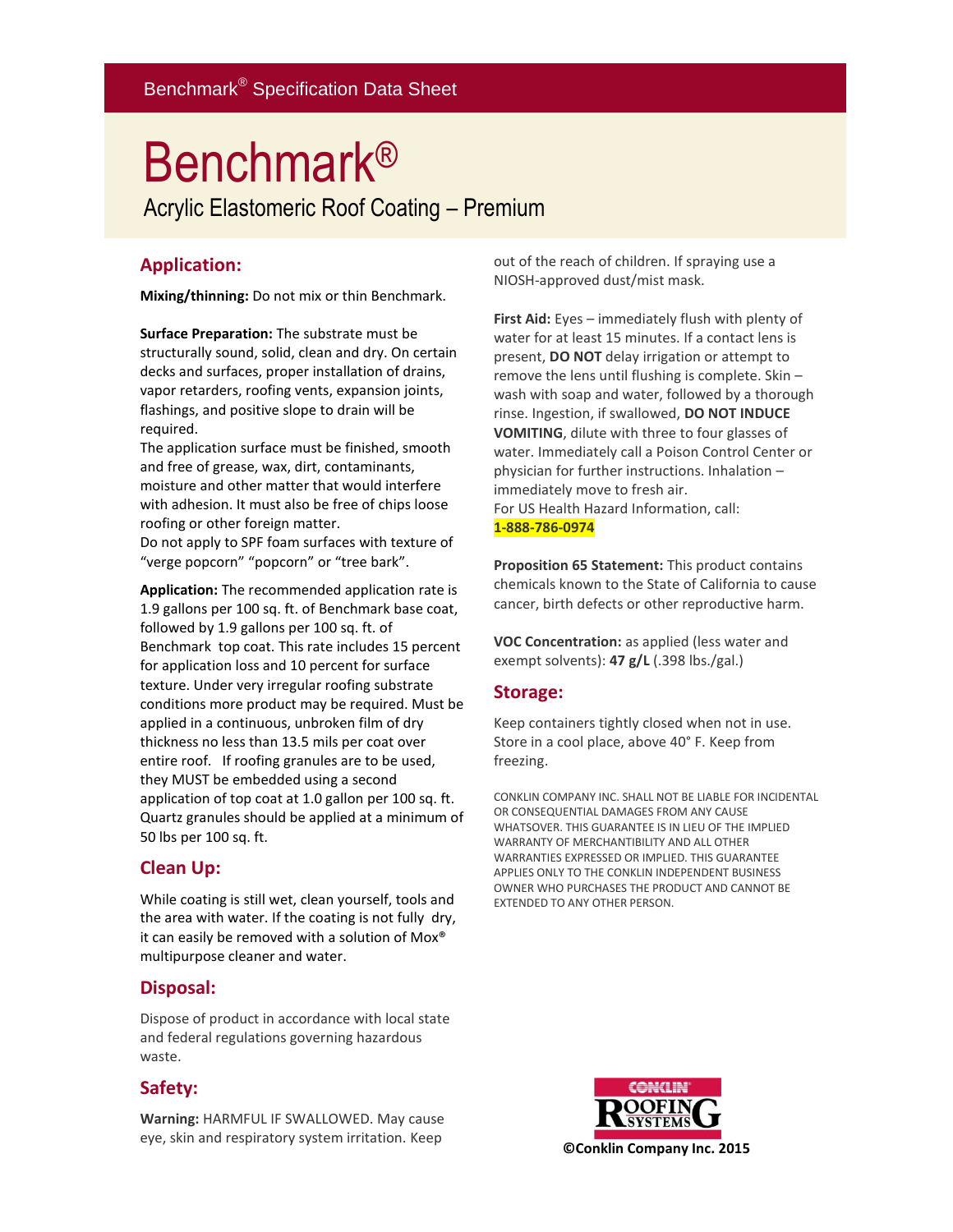Benchmark® Specification Data Sheet

# Benchmark®

## Acrylic Elastomeric Roof Coating – Premium

## Application:

**Mixing/thinning:** Do not mix or thin Benchmark.

**Surface Preparation:** The substrate must be structurally sound, solid, clean and dry. On certain decks and surfaces, proper installation of drains, vapor retarders, roofing vents, expansion joints, flashings, and positive slope to drain will be required.
The application surface must be finished, smooth and free of grease, wax, dirt, contaminants, moisture and other matter that would interfere with adhesion. It must also be free of chips loose roofing or other foreign matter.
Do not apply to SPF foam surfaces with texture of "verge popcorn" "popcorn" or "tree bark".

**Application:** The recommended application rate is 1.9 gallons per 100 sq. ft. of Benchmark base coat, followed by 1.9 gallons per 100 sq. ft. of Benchmark top coat. This rate includes 15 percent for application loss and 10 percent for surface texture. Under very irregular roofing substrate conditions more product may be required. Must be applied in a continuous, unbroken film of dry thickness no less than 13.5 mils per coat over entire roof. If roofing granules are to be used, they MUST be embedded using a second application of top coat at 1.0 gallon per 100 sq. ft. Quartz granules should be applied at a minimum of 50 lbs per 100 sq. ft.

## Clean Up:

While coating is still wet, clean yourself, tools and the area with water. If the coating is not fully dry, it can easily be removed with a solution of Mox® multipurpose cleaner and water.

## Disposal:

Dispose of product in accordance with local state and federal regulations governing hazardous waste.

## Safety:

**Warning:** HARMFUL IF SWALLOWED. May cause eye, skin and respiratory system irritation. Keep out of the reach of children. If spraying use a NIOSH-approved dust/mist mask.

**First Aid:** Eyes – immediately flush with plenty of water for at least 15 minutes. If a contact lens is present, **DO NOT** delay irrigation or attempt to remove the lens until flushing is complete. Skin – wash with soap and water, followed by a thorough rinse. Ingestion, if swallowed, **DO NOT INDUCE VOMITING**, dilute with three to four glasses of water. Immediately call a Poison Control Center or physician for further instructions. Inhalation – immediately move to fresh air.
For US Health Hazard Information, call:
**1-888-786-0974**

**Proposition 65 Statement:** This product contains chemicals known to the State of California to cause cancer, birth defects or other reproductive harm.

**VOC Concentration:** as applied (less water and exempt solvents): **47 g/L** (.398 lbs./gal.)

## Storage:

Keep containers tightly closed when not in use. Store in a cool place, above 40° F. Keep from freezing.

CONKLIN COMPANY INC. SHALL NOT BE LIABLE FOR INCIDENTAL OR CONSEQUENTIAL DAMAGES FROM ANY CAUSE WHATSOVER. THIS GUARANTEE IS IN LIEU OF THE IMPLIED WARRANTY OF MERCHANTIBILITY AND ALL OTHER WARRANTIES EXPRESSED OR IMPLIED. THIS GUARANTEE APPLIES ONLY TO THE CONKLIN INDEPENDENT BUSINESS OWNER WHO PURCHASES THE PRODUCT AND CANNOT BE EXTENDED TO ANY OTHER PERSON.

CONKLIN ROOFING SYSTEMS

**©Conklin Company Inc. 2015**